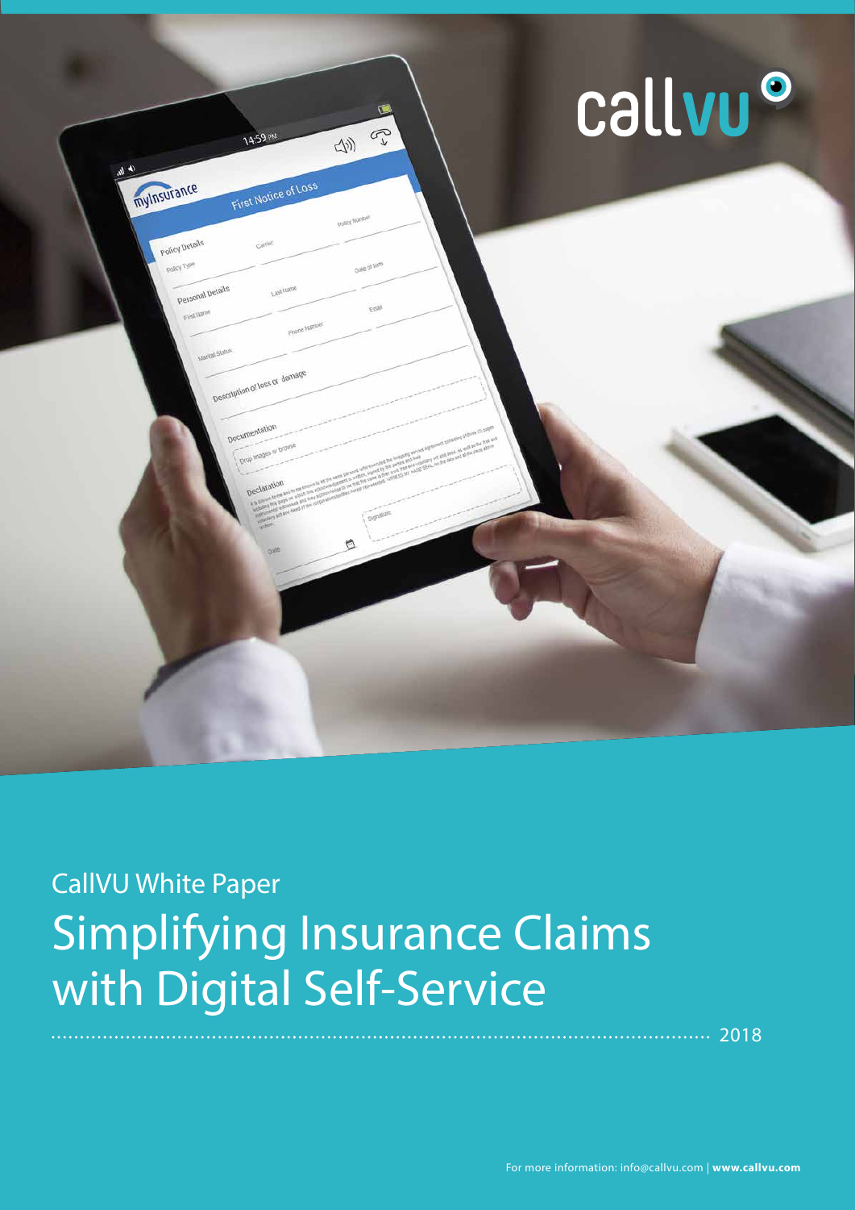callvu

CallVU White Paper

# Simplifying Insurance Claims with Digital Self-Service

2018

For more information: info@callvu.com | **www.callvu.com**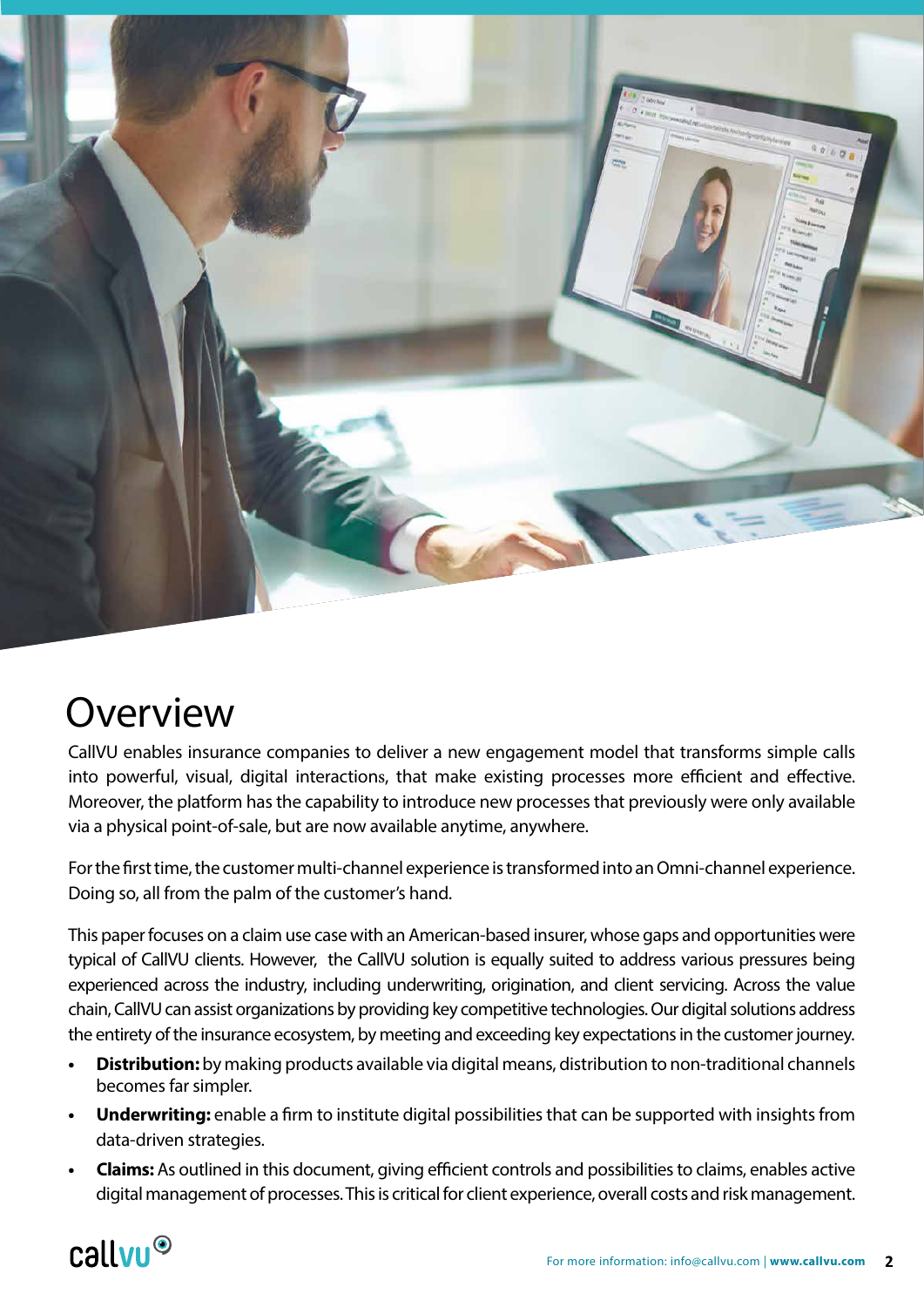# Overview

CallVU enables insurance companies to deliver a new engagement model that transforms simple calls into powerful, visual, digital interactions, that make existing processes more efficient and effective. Moreover, the platform has the capability to introduce new processes that previously were only available via a physical point-of-sale, but are now available anytime, anywhere.

For the first time, the customer multi-channel experience is transformed into an Omni-channel experience. Doing so, all from the palm of the customer's hand.

This paper focuses on a claim use case with an American-based insurer, whose gaps and opportunities were typical of CallVU clients. However, the CallVU solution is equally suited to address various pressures being experienced across the industry, including underwriting, origination, and client servicing. Across the value chain, CallVU can assist organizations by providing key competitive technologies. Our digital solutions address the entirety of the insurance ecosystem, by meeting and exceeding key expectations in the customer journey.

- **Distribution:** by making products available via digital means, distribution to non-traditional channels becomes far simpler.
- **Underwriting:** enable a firm to institute digital possibilities that can be supported with insights from data-driven strategies.
- **Claims:** As outlined in this document, giving efficient controls and possibilities to claims, enables active digital management of processes. This is critical for client experience, overall costs and risk management.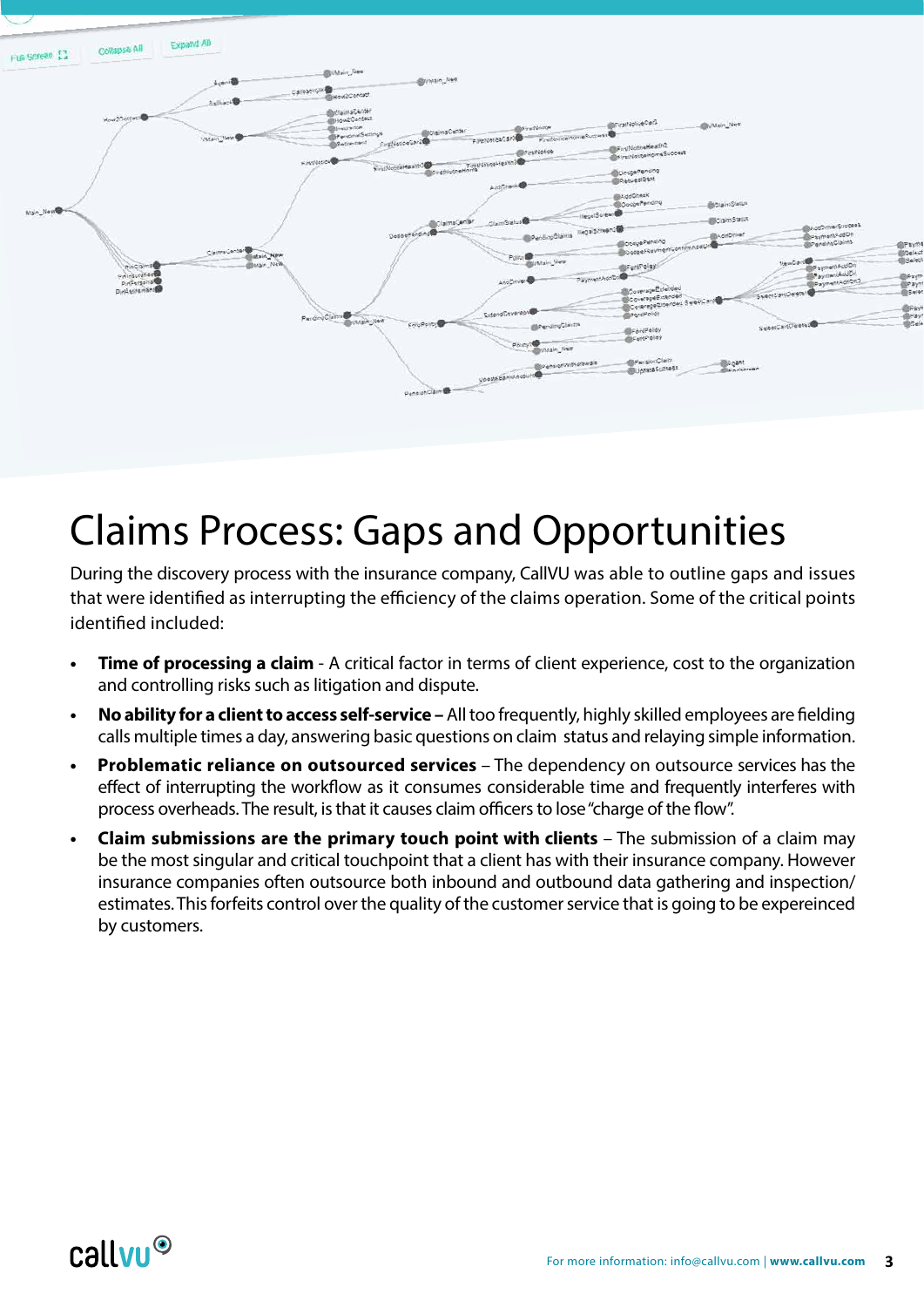# Claims Process: Gaps and Opportunities

During the discovery process with the insurance company, CallVU was able to outline gaps and issues that were identified as interrupting the efficiency of the claims operation. Some of the critical points identified included:

- **Time of processing a claim** - A critical factor in terms of client experience, cost to the organization and controlling risks such as litigation and dispute.
- **No ability for a client to access self-service –** All too frequently, highly skilled employees are fielding calls multiple times a day, answering basic questions on claim status and relaying simple information.
- **Problematic reliance on outsourced services** – The dependency on outsource services has the effect of interrupting the workflow as it consumes considerable time and frequently interferes with process overheads. The result, is that it causes claim officers to lose "charge of the flow".
- **Claim submissions are the primary touch point with clients** – The submission of a claim may be the most singular and critical touchpoint that a client has with their insurance company. However insurance companies often outsource both inbound and outbound data gathering and inspection/estimates. This forfeits control over the quality of the customer service that is going to be expereinced by customers.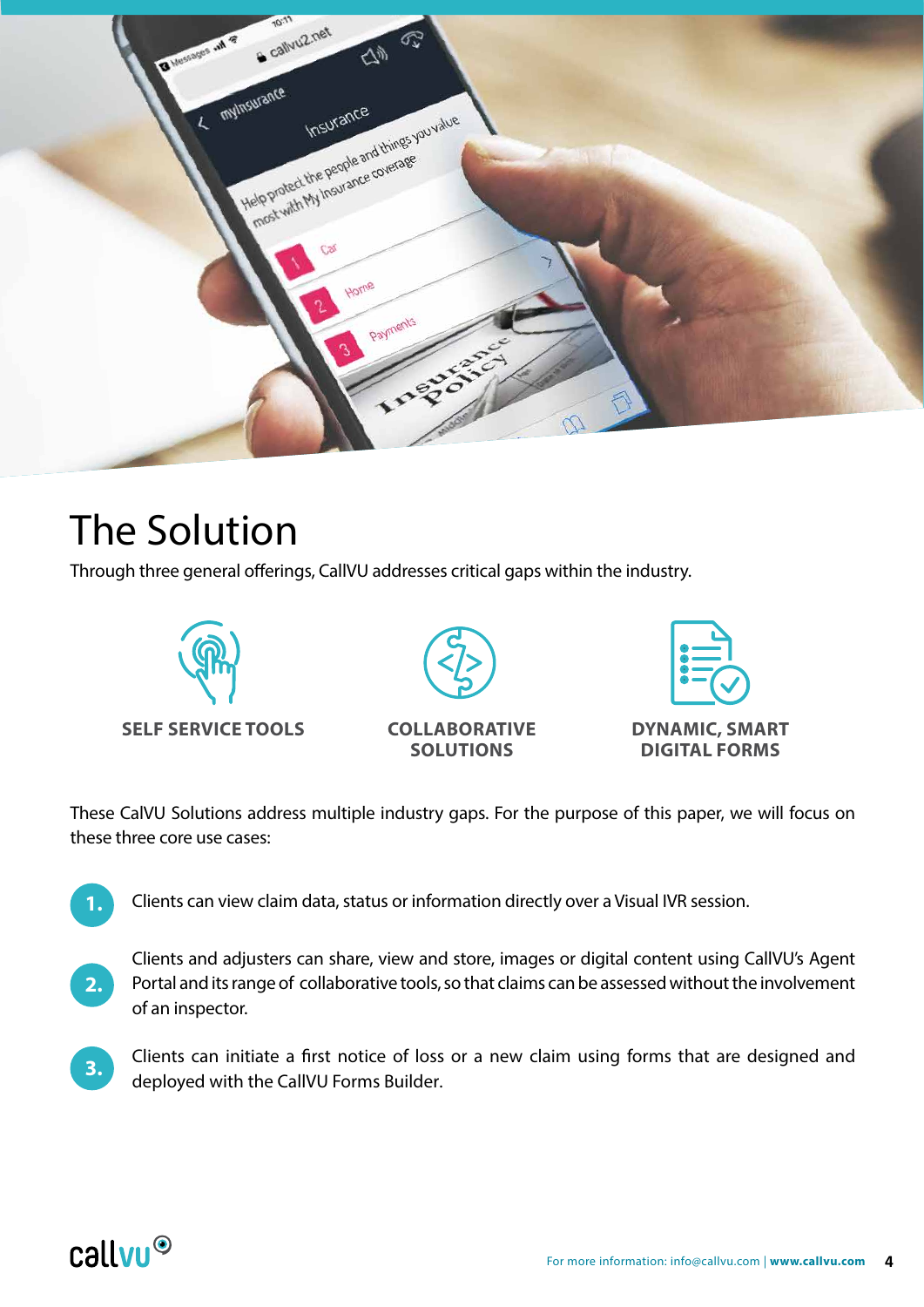# The Solution

Through three general offerings, CallVU addresses critical gaps within the industry.

**SELF SERVICE TOOLS**

**COLLABORATIVE SOLUTIONS**

**DYNAMIC, SMART DIGITAL FORMS**

These CalVU Solutions address multiple industry gaps. For the purpose of this paper, we will focus on these three core use cases:

1. Clients can view claim data, status or information directly over a Visual IVR session.
2. Clients and adjusters can share, view and store, images or digital content using CallVU's Agent Portal and its range of collaborative tools, so that claims can be assessed without the involvement of an inspector.
3. Clients can initiate a first notice of loss or a new claim using forms that are designed and deployed with the CallVU Forms Builder.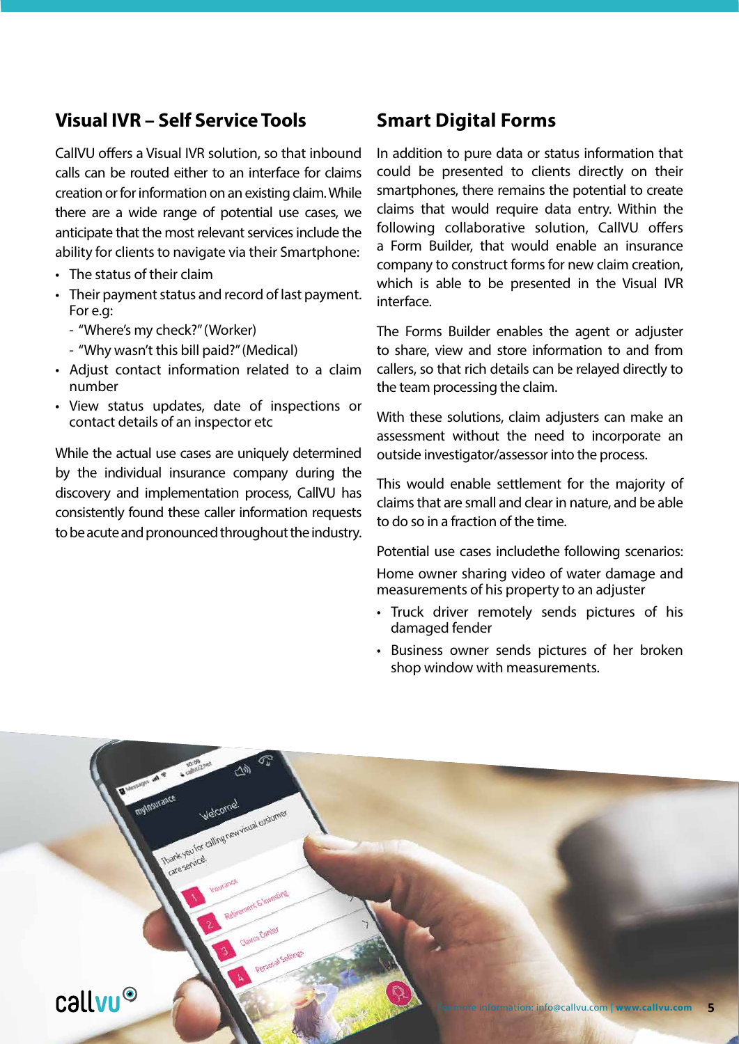## Visual IVR – Self Service Tools

CallVU offers a Visual IVR solution, so that inbound calls can be routed either to an interface for claims creation or for information on an existing claim. While there are a wide range of potential use cases, we anticipate that the most relevant services include the ability for clients to navigate via their Smartphone:

- The status of their claim
- Their payment status and record of last payment. For e.g:
  - "Where's my check?" (Worker)
  - "Why wasn't this bill paid?" (Medical)
- Adjust contact information related to a claim number
- View status updates, date of inspections or contact details of an inspector etc

While the actual use cases are uniquely determined by the individual insurance company during the discovery and implementation process, CallVU has consistently found these caller information requests to be acute and pronounced throughout the industry.

## Smart Digital Forms

In addition to pure data or status information that could be presented to clients directly on their smartphones, there remains the potential to create claims that would require data entry. Within the following collaborative solution, CallVU offers a Form Builder, that would enable an insurance company to construct forms for new claim creation, which is able to be presented in the Visual IVR interface.

The Forms Builder enables the agent or adjuster to share, view and store information to and from callers, so that rich details can be relayed directly to the team processing the claim.

With these solutions, claim adjusters can make an assessment without the need to incorporate an outside investigator/assessor into the process.

This would enable settlement for the majority of claims that are small and clear in nature, and be able to do so in a fraction of the time.

Potential use cases includethe following scenarios:

Home owner sharing video of water damage and measurements of his property to an adjuster

- Truck driver remotely sends pictures of his damaged fender
- Business owner sends pictures of her broken shop window with measurements.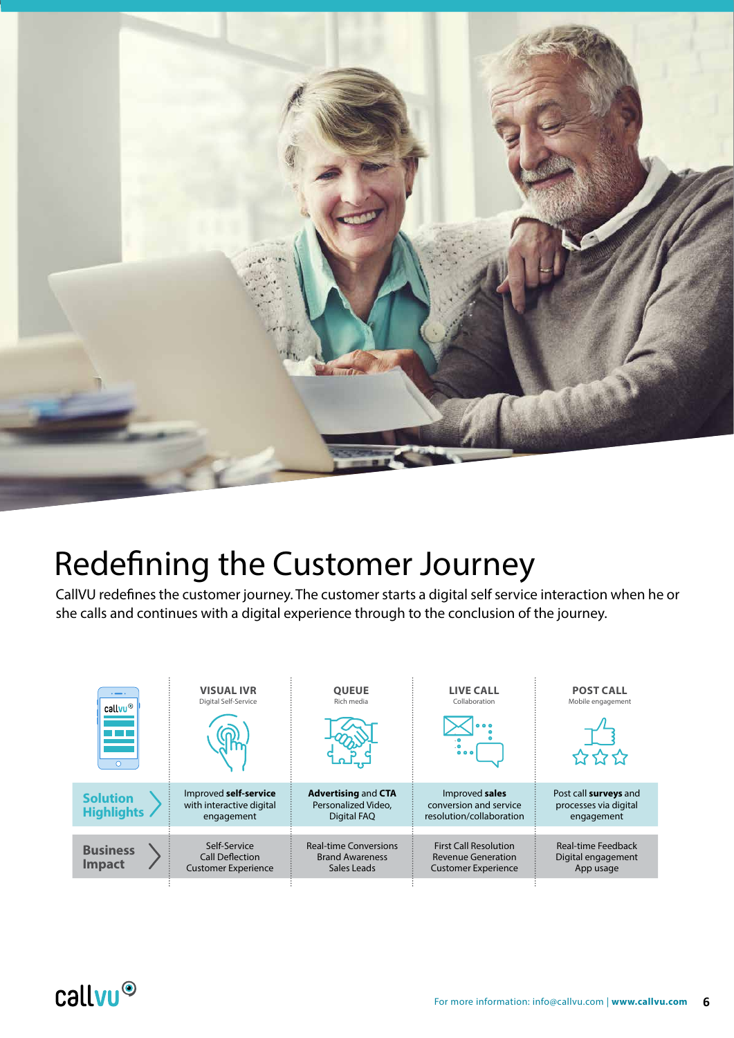# Redefining the Customer Journey

CallVU redefines the customer journey. The customer starts a digital self service interaction when he or she calls and continues with a digital experience through to the conclusion of the journey.

| | **VISUAL IVR** Digital Self-Service | **QUEUE** Rich media | **LIVE CALL** Collaboration | **POST CALL** Mobile engagement |
|---|---|---|---|---|
| **Solution Highlights** | Improved **self-service** with interactive digital engagement | **Advertising** and **CTA** Personalized Video, Digital FAQ | Improved **sales** conversion and service resolution/collaboration | Post call **surveys** and processes via digital engagement |
| **Business Impact** | Self-Service Call Deflection Customer Experience | Real-time Conversions Brand Awareness Sales Leads | First Call Resolution Revenue Generation Customer Experience | Real-time Feedback Digital engagement App usage |

For more information: info@callvu.com | **www.callvu.com**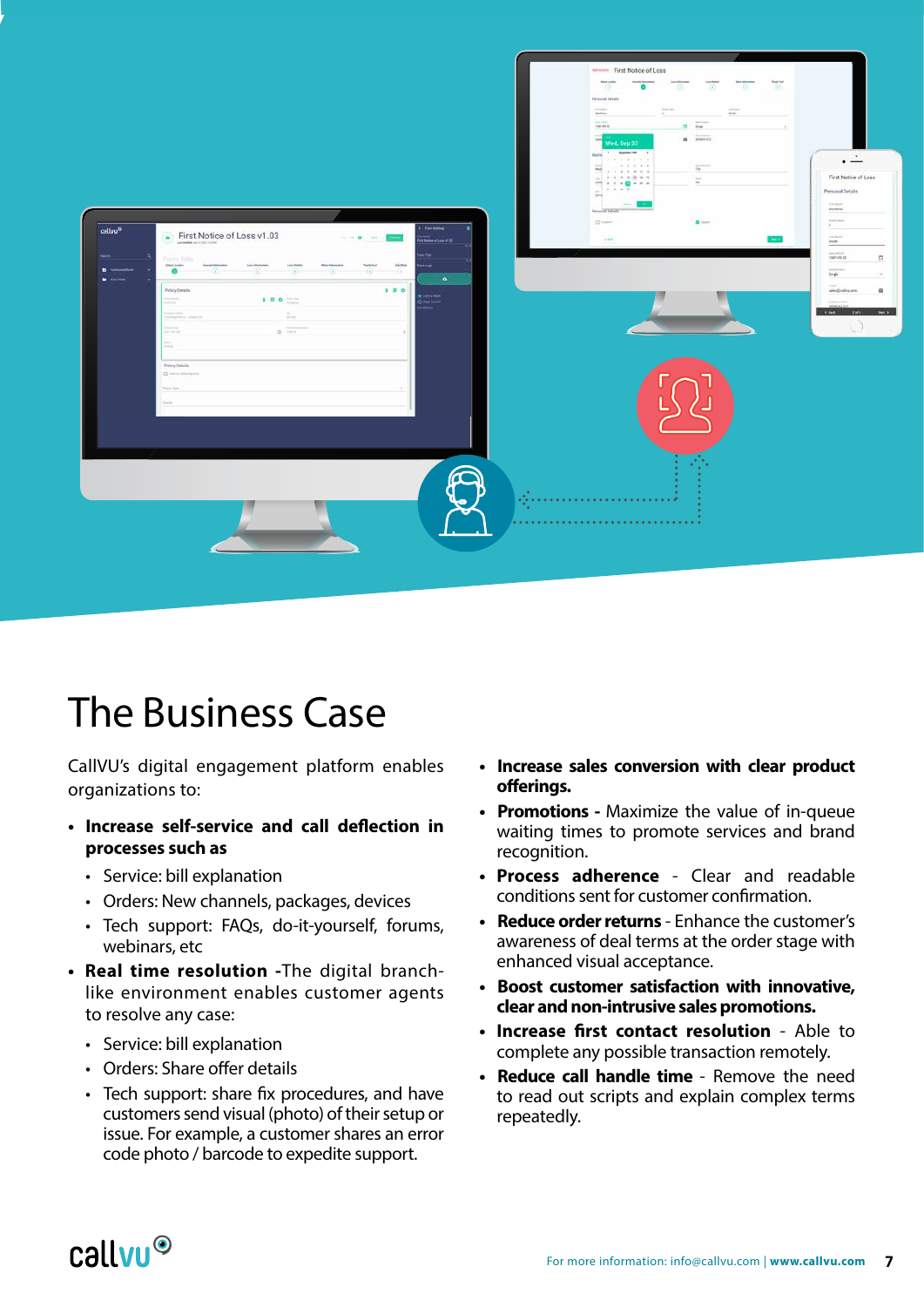# The Business Case

CallVU's digital engagement platform enables organizations to:

- **Increase self-service and call deflection in processes such as**
  - Service: bill explanation
  - Orders: New channels, packages, devices
  - Tech support: FAQs, do-it-yourself, forums, webinars, etc
- **Real time resolution -**The digital branch-like environment enables customer agents to resolve any case:
  - Service: bill explanation
  - Orders: Share offer details
  - Tech support: share fix procedures, and have customers send visual (photo) of their setup or issue. For example, a customer shares an error code photo / barcode to expedite support.
- **Increase sales conversion with clear product offerings.**
- **Promotions -** Maximize the value of in-queue waiting times to promote services and brand recognition.
- **Process adherence** - Clear and readable conditions sent for customer confirmation.
- **Reduce order returns** - Enhance the customer's awareness of deal terms at the order stage with enhanced visual acceptance.
- **Boost customer satisfaction with innovative, clear and non-intrusive sales promotions.**
- **Increase first contact resolution** - Able to complete any possible transaction remotely.
- **Reduce call handle time** - Remove the need to read out scripts and explain complex terms repeatedly.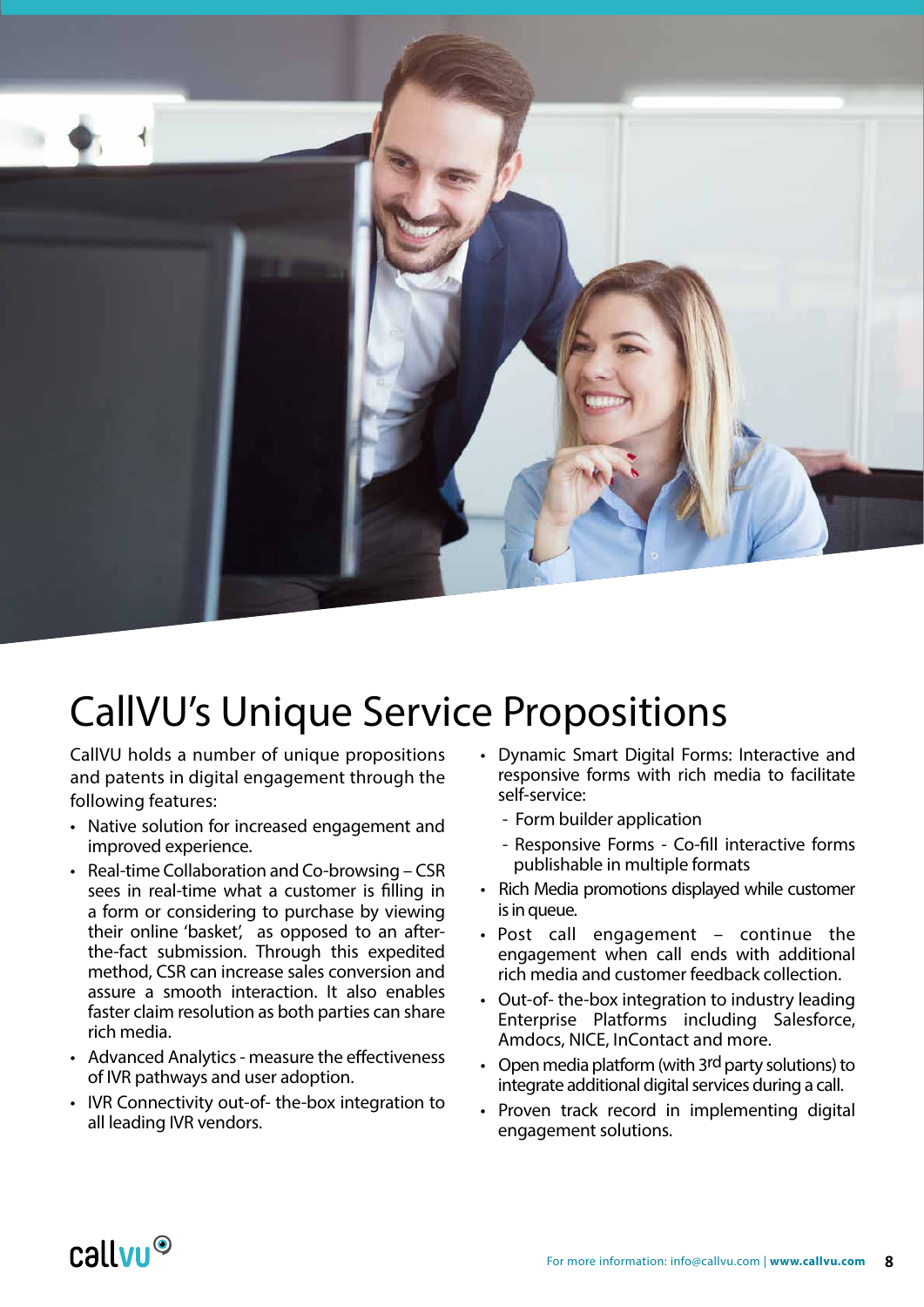# CallVU's Unique Service Propositions

CallVU holds a number of unique propositions and patents in digital engagement through the following features:

- Native solution for increased engagement and improved experience.
- Real-time Collaboration and Co-browsing – CSR sees in real-time what a customer is filling in a form or considering to purchase by viewing their online 'basket', as opposed to an after-the-fact submission. Through this expedited method, CSR can increase sales conversion and assure a smooth interaction. It also enables faster claim resolution as both parties can share rich media.
- Advanced Analytics - measure the effectiveness of IVR pathways and user adoption.
- IVR Connectivity out-of- the-box integration to all leading IVR vendors.
- Dynamic Smart Digital Forms: Interactive and responsive forms with rich media to facilitate self-service:
  - Form builder application
  - Responsive Forms - Co-fill interactive forms publishable in multiple formats
- Rich Media promotions displayed while customer is in queue.
- Post call engagement – continue the engagement when call ends with additional rich media and customer feedback collection.
- Out-of- the-box integration to industry leading Enterprise Platforms including Salesforce, Amdocs, NICE, InContact and more.
- Open media platform (with 3rd party solutions) to integrate additional digital services during a call.
- Proven track record in implementing digital engagement solutions.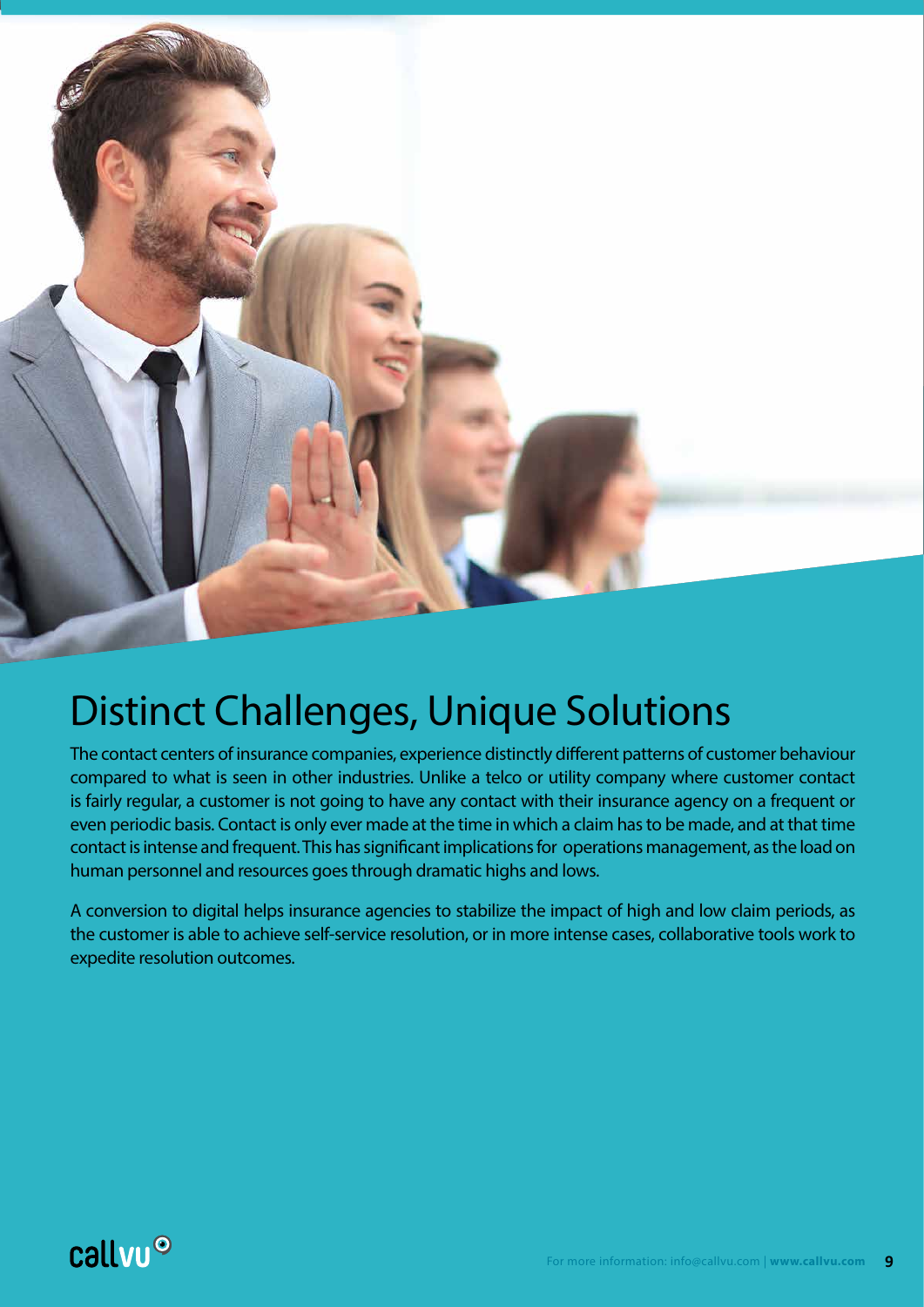# Distinct Challenges, Unique Solutions

The contact centers of insurance companies, experience distinctly different patterns of customer behaviour compared to what is seen in other industries. Unlike a telco or utility company where customer contact is fairly regular, a customer is not going to have any contact with their insurance agency on a frequent or even periodic basis. Contact is only ever made at the time in which a claim has to be made, and at that time contact is intense and frequent. This has significant implications for operations management, as the load on human personnel and resources goes through dramatic highs and lows.

A conversion to digital helps insurance agencies to stabilize the impact of high and low claim periods, as the customer is able to achieve self-service resolution, or in more intense cases, collaborative tools work to expedite resolution outcomes.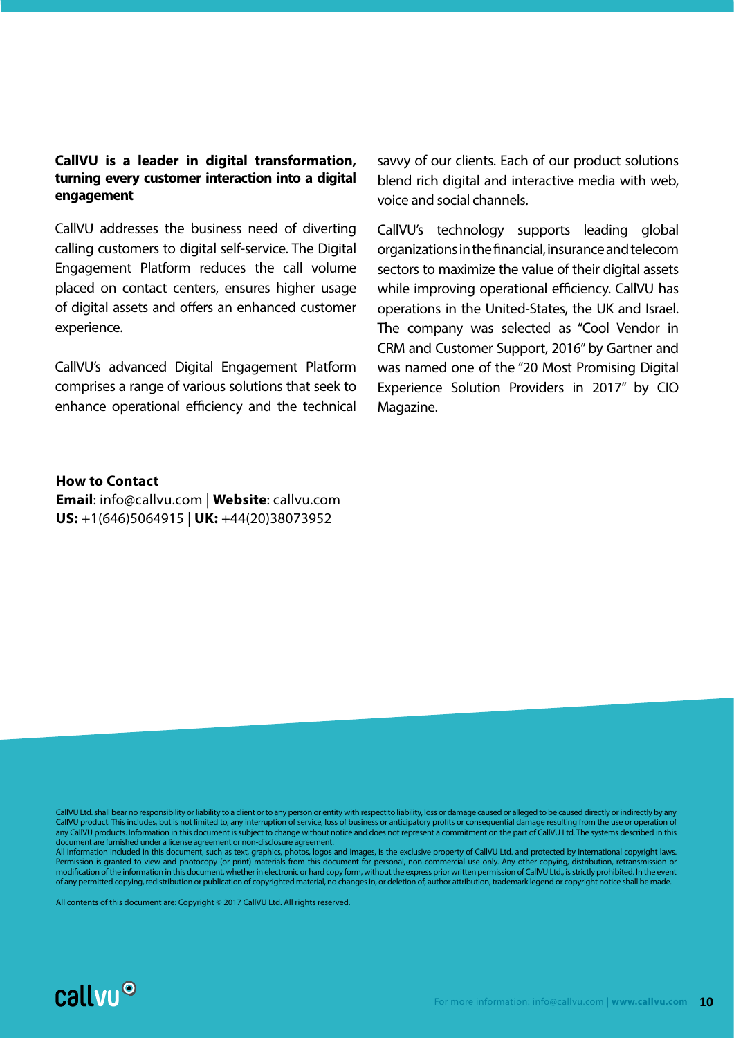**CallVU is a leader in digital transformation, turning every customer interaction into a digital engagement**

CallVU addresses the business need of diverting calling customers to digital self-service. The Digital Engagement Platform reduces the call volume placed on contact centers, ensures higher usage of digital assets and offers an enhanced customer experience.

CallVU's advanced Digital Engagement Platform comprises a range of various solutions that seek to enhance operational efficiency and the technical savvy of our clients. Each of our product solutions blend rich digital and interactive media with web, voice and social channels.

CallVU's technology supports leading global organizations in the financial, insurance and telecom sectors to maximize the value of their digital assets while improving operational efficiency. CallVU has operations in the United-States, the UK and Israel. The company was selected as "Cool Vendor in CRM and Customer Support, 2016" by Gartner and was named one of the "20 Most Promising Digital Experience Solution Providers in 2017" by CIO Magazine.

**How to Contact**
**Email**: info@callvu.com | **Website**: callvu.com
**US:** +1(646)5064915 | **UK:** +44(20)38073952

CallVU Ltd. shall bear no responsibility or liability to a client or to any person or entity with respect to liability, loss or damage caused or alleged to be caused directly or indirectly by any CallVU product. This includes, but is not limited to, any interruption of service, loss of business or anticipatory profits or consequential damage resulting from the use or operation of any CallVU products. Information in this document is subject to change without notice and does not represent a commitment on the part of CallVU Ltd. The systems described in this document are furnished under a license agreement or non-disclosure agreement.
All information included in this document, such as text, graphics, photos, logos and images, is the exclusive property of CallVU Ltd. and protected by international copyright laws. Permission is granted to view and photocopy (or print) materials from this document for personal, non-commercial use only. Any other copying, distribution, retransmission or modification of the information in this document, whether in electronic or hard copy form, without the express prior written permission of CallVU Ltd., is strictly prohibited. In the event of any permitted copying, redistribution or publication of copyrighted material, no changes in, or deletion of, author attribution, trademark legend or copyright notice shall be made.

All contents of this document are: Copyright © 2017 CallVU Ltd. All rights reserved.

callvu

For more information: info@callvu.com | **www.callvu.com**